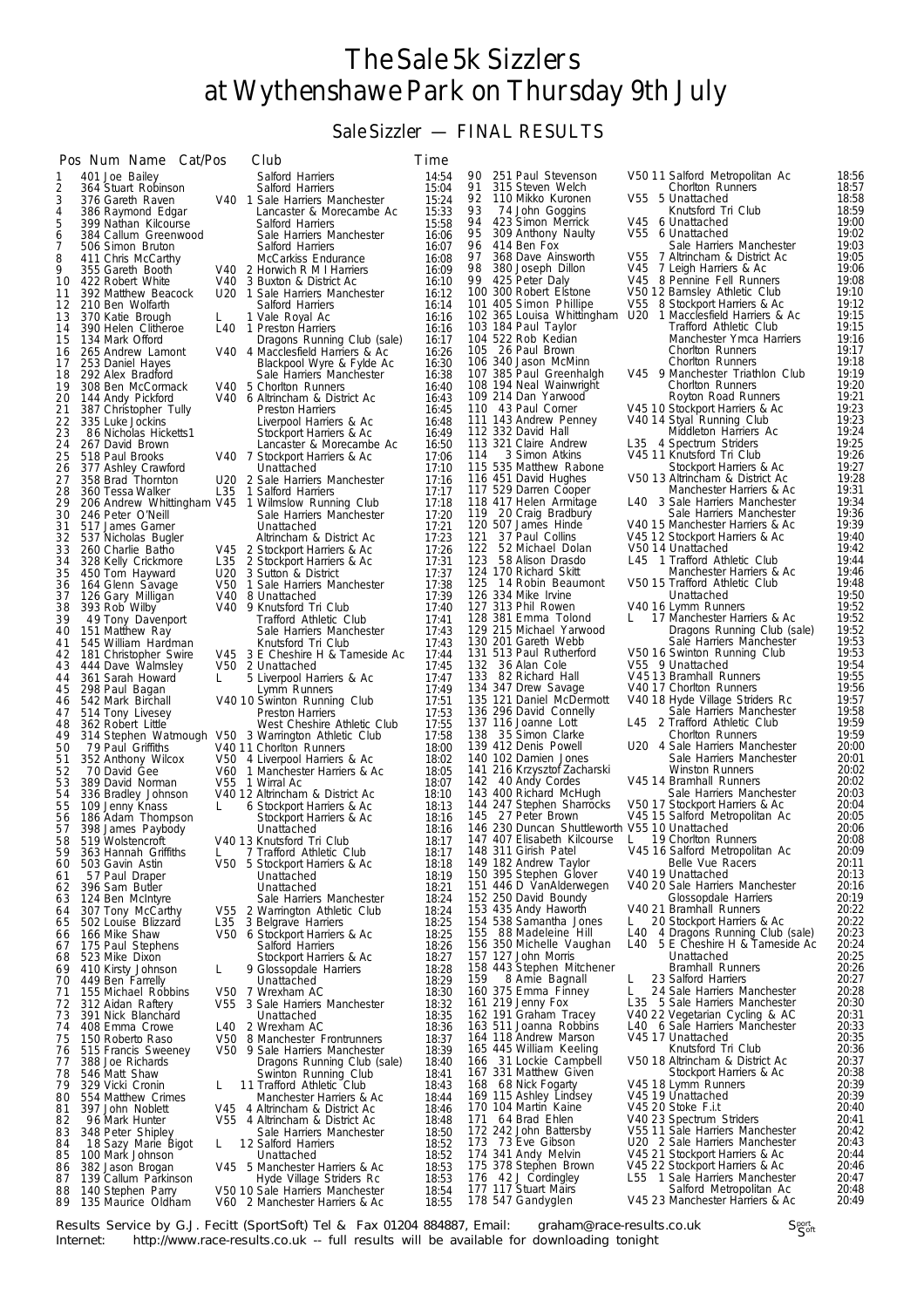# The Sale 5k Sizzlers at Wythenshawe Park on Thursday 9th July

## Sale Sizzler — FINAL RESULTS

| Pos | Num | Name | Cat/Pos | Club | Time |
|---|---|---|---|---|---|
| 1 | 401 | Joe Bailey | | Salford Harriers | 14:54 |
| 2 | 364 | Stuart Robinson | | Salford Harriers | 15:04 |
| 3 | 376 | Gareth Raven | V40 1 | Sale Harriers Manchester | 15:24 |
| 4 | 386 | Raymond Edgar | | Lancaster & Morecambe Ac | 15:33 |
| 5 | 399 | Nathan Kilcourse | | Salford Harriers | 15:58 |
| 6 | 384 | Callum Greenwood | | Sale Harriers Manchester | 16:06 |
| 7 | 506 | Simon Bruton | | Salford Harriers | 16:07 |
| 8 | 411 | Chris McCarthy | | McCarkiss Endurance | 16:08 |
| 9 | 355 | Gareth Booth | V40 2 | Horwich R M I Harriers | 16:09 |
| 10 | 422 | Robert White | V40 3 | Buxton & District Ac | 16:10 |
| 11 | 392 | Matthew Beacock | U20 1 | Sale Harriers Manchester | 16:12 |
| 12 | 210 | Ben Wolfarth | | Salford Harriers | 16:14 |
| 13 | 370 | Katie Brough | L 1 | Vale Royal Ac | 16:16 |
| 14 | 390 | Helen Clitheroe | L40 1 | Preston Harriers | 16:16 |
| 15 | 134 | Mark Offord | | Dragons Running Club (sale) | 16:17 |
| 16 | 265 | Andrew Lamont | V40 4 | Macclesfield Harriers & Ac | 16:26 |
| 17 | 253 | Daniel Hayes | | Blackpool Wyre & Fylde Ac | 16:30 |
| 18 | 292 | Alex Bradford | | Sale Harriers Manchester | 16:38 |
| 19 | 308 | Ben McCormack | V40 5 | Chorlton Runners | 16:40 |
| 20 | 144 | Andy Pickford | V40 6 | Altrincham & District Ac | 16:43 |
| 21 | 387 | Christopher Tully | | Preston Harriers | 16:45 |
| 22 | 335 | Luke Jockins | | Liverpool Harriers & Ac | 16:48 |
| 23 | 86 | Nicholas Hicketts1 | | Stockport Harriers & Ac | 16:49 |
| 24 | 267 | David Brown | | Lancaster & Morecambe Ac | 16:50 |
| 25 | 518 | Paul Brooks | V40 7 | Stockport Harriers & Ac | 17:06 |
| 26 | 377 | Ashley Crawford | | Unattached | 17:10 |
| 27 | 358 | Brad Thornton | U20 2 | Sale Harriers Manchester | 17:16 |
| 28 | 360 | Tessa Walker | L35 1 | Salford Harriers | 17:17 |
| 29 | 206 | Andrew Whittingham | V45 1 | Wilmslow Running Club | 17:18 |
| 30 | 246 | Peter O'Neill | | Sale Harriers Manchester | 17:20 |
| 31 | 517 | James Garner | | Unattached | 17:21 |
| 32 | 537 | Nicholas Bugler | | Altrincham & District Ac | 17:23 |
| 33 | 260 | Charlie Batho | V45 2 | Stockport Harriers & Ac | 17:26 |
| 34 | 328 | Kelly Crickmore | L35 2 | Stockport Harriers & Ac | 17:31 |
| 35 | 450 | Tom Hayward | U20 3 | Sutton & District | 17:37 |
| 36 | 164 | Glenn Savage | V50 1 | Sale Harriers Manchester | 17:38 |
| 37 | 126 | Gary Milligan | V40 8 | Unattached | 17:39 |
| 38 | 393 | Rob Wilby | V40 9 | Knutsford Tri Club | 17:40 |
| 39 | 49 | Tony Davenport | | Trafford Athletic Club | 17:41 |
| 40 | 151 | Matthew Ray | | Sale Harriers Manchester | 17:43 |
| 41 | 545 | William Hardman | | Knutsford Tri Club | 17:43 |
| 42 | 181 | Christopher Swire | V45 3 | E Cheshire H & Tameside Ac | 17:44 |
| 43 | 444 | Dave Walmsley | V50 2 | Unattached | 17:45 |
| 44 | 361 | Sarah Howard | L 5 | Liverpool Harriers & Ac | 17:47 |
| 45 | 298 | Paul Bagan | | Lymm Runners | 17:49 |
| 46 | 542 | Mark Birchall | V40 10 | Swinton Running Club | 17:51 |
| 47 | 514 | Toby Livesey | | Preston Harriers | 17:53 |
| 48 | 362 | Robert Little | | West Cheshire Athletic Club | 17:55 |
| 49 | 314 | Stephen Watmough | V50 3 | Warrington Athletic Club | 17:58 |
| 50 | 79 | Paul Griffiths | V40 11 | Chorlton Runners | 18:00 |
| 51 | 352 | Anthony Wilcox | V50 4 | Liverpool Harriers & Ac | 18:02 |
| 52 | 70 | David Gee | V60 1 | Manchester Harriers & Ac | 18:05 |
| 53 | 389 | David Norman | V55 1 | Wirral Ac | 18:07 |
| 54 | 336 | Bradley Johnson | V40 12 | Altrincham & District Ac | 18:10 |
| 55 | 109 | Jenny Knass | L 6 | Stockport Harriers & Ac | 18:13 |
| 56 | 186 | Adam Thompson | | Stockport Harriers & Ac | 18:16 |
| 57 | 398 | James Paybody | | Unattached | 18:16 |
| 58 | 519 | Wolstencroft | V40 13 | Knutsford Tri Club | 18:17 |
| 59 | 363 | Hannah Griffiths | L 7 | Trafford Athletic Club | 18:17 |
| 60 | 503 | Gavin Astin | V50 5 | Stockport Harriers & Ac | 18:18 |
| 61 | 57 | Paul Draper | | Unattached | 18:19 |
| 62 | 396 | Sam Butler | | Unattached | 18:21 |
| 63 | 124 | Ben McIntyre | | Sale Harriers Manchester | 18:24 |
| 64 | 307 | Tony McCarthy | V55 2 | Warrington Athletic Club | 18:24 |
| 65 | 502 | Louise Blizzard | L35 3 | Belgrave Harriers | 18:25 |
| 66 | 166 | Mike Shaw | V50 6 | Stockport Harriers & Ac | 18:25 |
| 67 | 175 | Paul Stephens | | Salford Harriers | 18:26 |
| 68 | 523 | Mike Dixon | | Stockport Harriers & Ac | 18:27 |
| 69 | 410 | Kirsty Johnson | L 9 | Glossopdale Harriers | 18:28 |
| 70 | 449 | Ben Farrelly | | Unattached | 18:29 |
| 71 | 155 | Michael Robbins | V50 7 | Wrexham AC | 18:30 |
| 72 | 312 | Aidan Raftery | V55 3 | Sale Harriers Manchester | 18:32 |
| 73 | 391 | Nick Blanchard | | Unattached | 18:35 |
| 74 | 408 | Emma Crowe | L40 2 | Wrexham AC | 18:36 |
| 75 | 150 | Roberto Raso | V50 8 | Manchester Frontrunners | 18:37 |
| 76 | 515 | Francis Sweeney | V50 9 | Sale Harriers Manchester | 18:39 |
| 77 | 388 | Joe Richards | | Dragons Running Club (sale) | 18:40 |
| 78 | 546 | Matt Shaw | | Swinton Running Club | 18:41 |
| 79 | 329 | Vicki Cronin | L 11 | Trafford Athletic Club | 18:43 |
| 80 | 554 | Matthew Crimes | | Manchester Harriers & Ac | 18:44 |
| 81 | 397 | John Noblett | V45 4 | Altrincham & District Ac | 18:46 |
| 82 | 96 | Mark Hunter | V55 4 | Altrincham & District Ac | 18:48 |
| 83 | 348 | Peter Shipley | | Sale Harriers Manchester | 18:50 |
| 84 | 18 | Sazy Marie Bigot | L 12 | Salford Harriers | 18:52 |
| 85 | 100 | Mark Johnson | | Unattached | 18:52 |
| 86 | 382 | Jason Brogan | V45 5 | Manchester Harriers & Ac | 18:53 |
| 87 | 139 | Callum Parkinson | | Hyde Village Striders Rc | 18:53 |
| 88 | 140 | Stephen Parry | V50 10 | Sale Harriers Manchester | 18:54 |
| 89 | 135 | Maurice Oldham | V60 2 | Manchester Harriers & Ac | 18:55 |
| 90 | 251 | Paul Stevenson | V50 11 | Salford Metropolitan Ac | 18:56 |
| 91 | 315 | Steven Welch | | Chorlton Runners | 18:57 |
| 92 | 110 | Mikko Kuronen | V55 5 | Unattached | 18:58 |
| 93 | 74 | John Goggins | | Knutsford Tri Club | 18:59 |
| 94 | 423 | Simon Merrick | V45 6 | Unattached | 19:00 |
| 95 | 309 | Anthony Naulty | V55 6 | Unattached | 19:02 |
| 96 | 414 | Ben Fox | | Sale Harriers Manchester | 19:03 |
| 97 | 368 | Dave Ainsworth | V55 7 | Altrincham & District Ac | 19:05 |
| 98 | 380 | Joseph Dillon | V45 7 | Leigh Harriers & Ac | 19:06 |
| 99 | 425 | Peter Daly | V45 8 | Pennine Fell Runners | 19:08 |
| 100 | 300 | Robert Elstone | V50 12 | Barnsley Athletic Club | 19:10 |
| 101 | 405 | Simon Phillipe | V55 8 | Stockport Harriers & Ac | 19:12 |
| 102 | 365 | Louisa Whittingham | U20 1 | Macclesfield Harriers & Ac | 19:15 |
| 103 | 184 | Paul Taylor | | Trafford Athletic Club | 19:15 |
| 104 | 522 | Rob Kedian | | Manchester Ymca Harriers | 19:16 |
| 105 | 26 | Paul Brown | | Chorlton Runners | 19:17 |
| 106 | 340 | Jason McMinn | | Chorlton Runners | 19:18 |
| 107 | 385 | Paul Greenhalgh | V45 9 | Manchester Triathlon Club | 19:19 |
| 108 | 194 | Neal Wainwright | | Chorlton Runners | 19:20 |
| 109 | 214 | Dan Yarwood | | Royton Road Runners | 19:21 |
| 110 | 43 | Paul Corner | V45 10 | Stockport Harriers & Ac | 19:23 |
| 111 | 143 | Andrew Penney | V40 14 | Styal Running Club | 19:23 |
| 112 | 332 | David Hall | | Middleton Harriers Ac | 19:24 |
| 113 | 321 | Claire Andrew | L35 4 | Spectrum Striders | 19:25 |
| 114 | 3 | Simon Atkins | V45 11 | Knutsford Tri Club | 19:26 |
| 115 | 535 | Matthew Rabone | | Stockport Harriers & Ac | 19:27 |
| 116 | 451 | David Hughes | V50 13 | Altrincham & District Ac | 19:28 |
| 117 | 529 | Darren Cooper | | Manchester Harriers & Ac | 19:31 |
| 118 | 417 | Helen Armitage | L40 3 | Sale Harriers Manchester | 19:34 |
| 119 | 20 | Craig Bradbury | | Sale Harriers Manchester | 19:36 |
| 120 | 507 | James Hinde | V40 15 | Manchester Harriers & Ac | 19:39 |
| 121 | 37 | Paul Collins | V45 12 | Stockport Harriers & Ac | 19:40 |
| 122 | 52 | Michael Dolan | V50 14 | Unattached | 19:42 |
| 123 | 58 | Alison Drasdo | L45 1 | Trafford Athletic Club | 19:44 |
| 124 | 170 | Richard Skitt | | Manchester Harriers & Ac | 19:46 |
| 125 | 14 | Robin Beaumont | V50 15 | Trafford Athletic Club | 19:48 |
| 126 | 334 | Mike Irvine | | Unattached | 19:50 |
| 127 | 313 | Phil Rowen | V40 16 | Lymm Runners | 19:52 |
| 128 | 381 | Emma Tolond | L 17 | Manchester Harriers & Ac | 19:52 |
| 129 | 215 | Michael Yarwood | | Dragons Running Club (sale) | 19:52 |
| 130 | 201 | Gareth Webb | | Sale Harriers Manchester | 19:53 |
| 131 | 513 | Paul Rutherford | V50 16 | Swinton Running Club | 19:53 |
| 132 | 36 | Alan Cole | V55 9 | Unattached | 19:54 |
| 133 | 82 | Richard Hall | V45 13 | Bramhall Runners | 19:55 |
| 134 | 347 | Drew Savage | V40 17 | Chorlton Runners | 19:56 |
| 135 | 121 | Daniel McDermott | V40 18 | Hyde Village Striders Rc | 19:57 |
| 136 | 296 | David Connelly | | Sale Harriers Manchester | 19:58 |
| 137 | 116 | Joanne Lott | L45 2 | Trafford Athletic Club | 19:59 |
| 138 | 35 | Simon Clarke | | Chorlton Runners | 19:59 |
| 139 | 412 | Denis Powell | U20 4 | Sale Harriers Manchester | 20:00 |
| 140 | 102 | Damien Jones | | Sale Harriers Manchester | 20:01 |
| 141 | 216 | Krzysztof Zacharski | | Winston Runners | 20:02 |
| 142 | 40 | Andy Cordes | V45 14 | Bramhall Runners | 20:02 |
| 143 | 400 | Richard McHugh | | Sale Harriers Manchester | 20:03 |
| 144 | 247 | Stephen Sharrocks | V50 17 | Stockport Harriers & Ac | 20:04 |
| 145 | 27 | Peter Brown | V45 15 | Salford Metropolitan Ac | 20:05 |
| 146 | 230 | Duncan Shuttleworth | V55 10 | Unattached | 20:06 |
| 147 | 407 | Elisabeth Kilcourse | L 19 | Chorlton Runners | 20:08 |
| 148 | 311 | Girish Patel | V45 16 | Salford Metropolitan Ac | 20:09 |
| 149 | 182 | Andrew Taylor | | Belle Vue Racers | 20:11 |
| 150 | 395 | Stephen Glover | V40 19 | Unattached | 20:13 |
| 151 | 446 | D VanAlderwegen | V40 20 | Sale Harriers Manchester | 20:16 |
| 152 | 250 | David Boundy | | Glossopdale Harriers | 20:19 |
| 153 | 435 | Andy Haworth | V40 21 | Bramhall Runners | 20:22 |
| 154 | 538 | Samantha Jones | L 20 | Stockport Harriers & Ac | 20:22 |
| 155 | 88 | Madeleine Hill | L40 4 | Dragons Running Club (sale) | 20:23 |
| 156 | 350 | Michelle Vaughan | L40 5 | E Cheshire H & Tameside Ac | 20:24 |
| 157 | 127 | John Morris | | Unattached | 20:25 |
| 158 | 443 | Stephen Mitchener | | Bramhall Runners | 20:26 |
| 159 | 8 | Amie Bagnall | L 23 | Salford Harriers | 20:27 |
| 160 | 375 | Emma Finney | L 24 | Sale Harriers Manchester | 20:28 |
| 161 | 219 | Jenny Fox | L35 5 | Sale Harriers Manchester | 20:30 |
| 162 | 191 | Graham Tracey | V40 22 | Vegetarian Cycling & AC | 20:31 |
| 163 | 511 | Joanna Robbins | L40 6 | Sale Harriers Manchester | 20:33 |
| 164 | 118 | Andrew Marson | V45 17 | Unattached | 20:35 |
| 165 | 445 | William Keeling | | Knutsford Tri Club | 20:36 |
| 166 | 31 | Lockie Campbell | V50 18 | Altrincham & District Ac | 20:37 |
| 167 | 331 | Matthew Given | | Stockport Harriers & Ac | 20:38 |
| 168 | 68 | Nick Fogarty | V45 18 | Lymm Runners | 20:39 |
| 169 | 115 | Ashley Lindsey | V45 19 | Unattached | 20:39 |
| 170 | 104 | Martin Kaine | V45 20 | Stoke F.i.t | 20:40 |
| 171 | 64 | Brad Ehlen | V40 23 | Spectrum Striders | 20:41 |
| 172 | 242 | John Battersby | V55 11 | Sale Harriers Manchester | 20:42 |
| 173 | 73 | Eve Gibson | U20 2 | Sale Harriers Manchester | 20:43 |
| 174 | 341 | Andy Melvin | V45 21 | Stockport Harriers & Ac | 20:44 |
| 175 | 378 | Stephen Brown | V45 22 | Stockport Harriers & Ac | 20:46 |
| 176 | 42 | J Cordingley | L55 1 | Sale Harriers Manchester | 20:47 |
| 177 | 117 | Stuart Mairs | | Salford Metropolitan Ac | 20:48 |
| 178 | 547 | Gandyglen | V45 23 | Manchester Harriers & Ac | 20:49 |

Results Service by G.J. Fecitt (SportSoft) Tel & Fax 01204 884887, Email: graham@race-results.co.uk
Internet: http://www.race-results.co.uk -- full results will be available for downloading tonight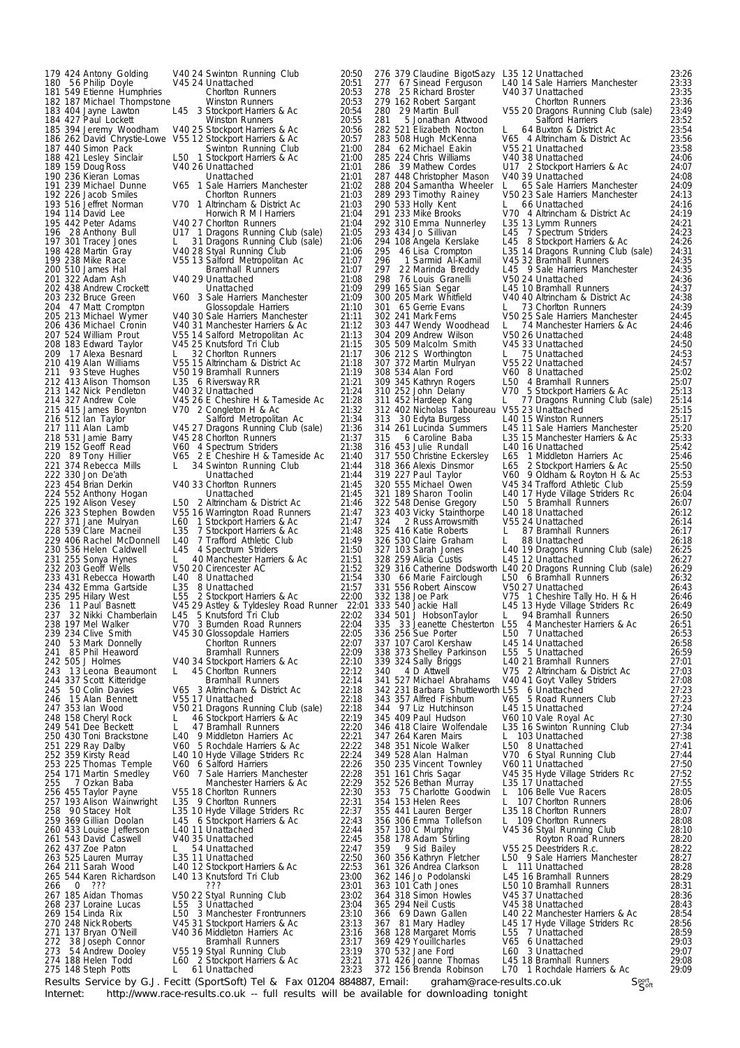| Pos | No | Name | Cat | Club | Time |
|---|---|---|---|---|---|
| 179 | 424 | Antony Golding | V40 24 | Swinton Running Club | 20:50 |
| 180 | 56 | Philip Doyle | V45 24 | Unattached | 20:51 |
| 181 | 549 | Etienne Humphries | | Chorlton Runners | 20:53 |
| 182 | 187 | Michael Thompstone | | Winston Runners | 20:53 |
| 183 | 404 | Jayne Lawton | L45 3 | Stockport Harriers & Ac | 20:54 |
| 184 | 427 | Paul Lockett | | Winston Runners | 20:55 |
| 185 | 394 | Jeremy Woodham | V40 25 | Stockport Harriers & Ac | 20:56 |
| 186 | 262 | David Chrystie-Lowe | V55 12 | Stockport Harriers & Ac | 20:57 |
| 187 | 440 | Simon Pack | | Swinton Running Club | 21:00 |
| 188 | 421 | Lesley Sinclair | L50 1 | Stockport Harriers & Ac | 21:00 |
| 189 | 159 | Doug Ross | V40 26 | Unattached | 21:01 |
| 190 | 236 | Kieran Lomas | | Unattached | 21:01 |
| 191 | 239 | Michael Dunne | V65 1 | Sale Harriers Manchester | 21:02 |
| 192 | 226 | Jacob Smiles | | Chorlton Runners | 21:03 |
| 193 | 516 | Jeffret Norman | V70 1 | Altrincham & District Ac | 21:03 |
| 194 | 114 | David Lee | | Horwich R M I Harriers | 21:04 |
| 195 | 442 | Peter Adams | V40 27 | Chorlton Runners | 21:04 |
| 196 | 28 | Anthony Bull | U17 1 | Dragons Running Club (sale) | 21:05 |
| 197 | 301 | Tracey Jones | L 31 | Dragons Running Club (sale) | 21:06 |
| 198 | 428 | Martin Gray | V40 28 | Styal Running Club | 21:06 |
| 199 | 238 | Mike Race | V55 13 | Salford Metropolitan Ac | 21:07 |
| 200 | 510 | James Hal | | Bramhall Runners | 21:07 |
| 201 | 322 | Adam Ash | V40 29 | Unattached | 21:08 |
| 202 | 438 | Andrew Crockett | | Unattached | 21:09 |
| 203 | 232 | Bruce Green | V60 3 | Sale Harriers Manchester | 21:09 |
| 204 | 47 | Matt Crompton | | Glossopdale Harriers | 21:10 |
| 205 | 213 | Michael Wymer | V40 30 | Sale Harriers Manchester | 21:11 |
| 206 | 436 | Michael Cronin | V40 31 | Manchester Harriers & Ac | 21:12 |
| 207 | 524 | William Prout | V55 14 | Salford Metropolitan Ac | 21:13 |
| 208 | 183 | Edward Taylor | V45 25 | Knutsford Tri Club | 21:15 |
| 209 | 17 | Alexa Besnard | L 32 | Chorlton Runners | 21:17 |
| 210 | 419 | Alan Williams | V55 15 | Altrincham & District Ac | 21:18 |
| 211 | 93 | Steve Hughes | V50 19 | Bramhall Runners | 21:19 |
| 212 | 413 | Alison Thomson | L35 6 | Riversway RR | 21:21 |
| 213 | 142 | Nick Pendleton | V40 32 | Unattached | 21:24 |
| 214 | 327 | Andrew Cole | V45 26 | E Cheshire H & Tameside Ac | 21:28 |
| 215 | 415 | James Boynton | V70 2 | Congleton H & Ac | 21:32 |
| 216 | 512 | Ian Taylor | | Salford Metropolitan Ac | 21:34 |
| 217 | 111 | Alan Lamb | V45 27 | Dragons Running Club (sale) | 21:36 |
| 218 | 531 | Jamie Barry | V45 28 | Chorlton Runners | 21:37 |
| 219 | 152 | Geoff Read | V60 4 | Spectrum Striders | 21:38 |
| 220 | 89 | Tony Hillier | V65 2 | E Cheshire H & Tameside Ac | 21:40 |
| 221 | 374 | Rebecca Mills | L 34 | Swinton Running Club | 21:44 |
| 222 | 330 | Jon De'ath | | Unattached | 21:44 |
| 223 | 454 | Brian Derkin | V40 33 | Chorlton Runners | 21:45 |
| 224 | 552 | Anthony Hogan | | Unattached | 21:45 |
| 225 | 192 | Alison Vesey | L50 2 | Altrincham & District Ac | 21:46 |
| 226 | 323 | Stephen Bowden | V55 16 | Warrington Road Runners | 21:47 |
| 227 | 371 | Jane Mulryan | L60 1 | Stockport Harriers & Ac | 21:47 |
| 228 | 539 | Clare Macneil | L35 7 | Stockport Harriers & Ac | 21:48 |
| 229 | 406 | Rachel McDonnell | L40 7 | Trafford Athletic Club | 21:49 |
| 230 | 536 | Helen Caldwell | L45 4 | Spectrum Striders | 21:50 |
| 231 | 255 | Sonya Hynes | L 40 | Manchester Harriers & Ac | 21:51 |
| 232 | 203 | Geoff Wells | V50 20 | Cirencester AC | 21:52 |
| 233 | 431 | Rebecca Howarth | L40 8 | Unattached | 21:54 |
| 234 | 432 | Emma Gartside | L35 8 | Unattached | 21:57 |
| 235 | 295 | Hilary West | L55 2 | Stockport Harriers & Ac | 22:00 |
| 236 | 11 | Paul Basnett | V45 29 | Astley & Tyldesley Road Runner | 22:01 |
| 237 | 32 | Nikki Chamberlain | L45 5 | Knutsford Tri Club | 22:02 |
| 238 | 197 | Mel Walker | V70 3 | Burnden Road Runners | 22:04 |
| 239 | 234 | Clive Smith | V45 30 | Glossopdale Harriers | 22:05 |
| 240 | 53 | Mark Donnelly | | Chorlton Runners | 22:07 |
| 241 | 85 | Phil Heaword | | Bramhall Runners | 22:09 |
| 242 | 505 | J Holmes | V40 34 | Stockport Harriers & Ac | 22:10 |
| 243 | 13 | Leona Beaumont | L 45 | Chorlton Runners | 22:12 |
| 244 | 337 | Scott Kitteridge | | Bramhall Runners | 22:14 |
| 245 | 50 | Colin Davies | V65 3 | Altrincham & District Ac | 22:18 |
| 246 | 15 | Alan Bennett | V55 17 | Unattached | 22:18 |
| 247 | 353 | Ian Wood | V50 21 | Dragons Running Club (sale) | 22:18 |
| 248 | 158 | Cheryl Rock | L 46 | Stockport Harriers & Ac | 22:19 |
| 249 | 541 | Dee Beckett | L 47 | Bramhall Runners | 22:20 |
| 250 | 430 | Toni Brackstone | L40 9 | Middleton Harriers Ac | 22:21 |
| 251 | 229 | Ray Dalby | V60 5 | Rochdale Harriers & Ac | 22:22 |
| 252 | 359 | Kirsty Read | L40 10 | Hyde Village Striders Rc | 22:24 |
| 253 | 225 | Thomas Temple | V60 6 | Salford Harriers | 22:26 |
| 254 | 171 | Martin Smedley | V60 7 | Sale Harriers Manchester | 22:28 |
| 255 | 7 | Ozkan Baba | | Manchester Harriers & Ac | 22:29 |
| 256 | 455 | Taylor Payne | V55 18 | Chorlton Runners | 22:30 |
| 257 | 193 | Alison Wainwright | L35 9 | Chorlton Runners | 22:31 |
| 258 | 90 | Stacey Holt | L35 10 | Hyde Village Striders Rc | 22:37 |
| 259 | 369 | Gillian Doolan | L45 6 | Stockport Harriers & Ac | 22:43 |
| 260 | 433 | Louise Jefferson | L40 11 | Unattached | 22:44 |
| 261 | 543 | David Caswell | V40 35 | Unattached | 22:45 |
| 262 | 437 | Zoe Paton | L 54 | Unattached | 22:47 |
| 263 | 525 | Lauren Murray | L35 11 | Unattached | 22:50 |
| 264 | 211 | Sarah Wood | L40 12 | Stockport Harriers & Ac | 22:53 |
| 265 | 544 | Karen Richardson | L40 13 | Knutsford Tri Club | 23:00 |
| 266 | 0 | ??? | | ??? | 23:01 |
| 267 | 185 | Aidan Thomas | V50 22 | Styal Running Club | 23:02 |
| 268 | 237 | Loraine Lucas | L55 3 | Unattached | 23:04 |
| 269 | 154 | Linda Rix | L50 3 | Manchester Frontrunners | 23:10 |
| 270 | 248 | Nick Roberts | V45 31 | Stockport Harriers & Ac | 23:13 |
| 271 | 137 | Bryan O'Neill | V40 36 | Middleton Harriers Ac | 23:16 |
| 272 | 38 | Joseph Connor | | Bramhall Runners | 23:17 |
| 273 | 54 | Andrew Dooley | V55 19 | Styal Running Club | 23:19 |
| 274 | 188 | Helen Todd | L60 2 | Stockport Harriers & Ac | 23:21 |
| 275 | 148 | Steph Potts | L 61 | Unattached | 23:23 |
| 276 | 379 | Claudine BigotSazy | L35 12 | Unattached | 23:26 |
| 277 | 67 | Sinead Ferguson | L40 14 | Sale Harriers Manchester | 23:33 |
| 278 | 25 | Richard Broster | V40 37 | Unattached | 23:35 |
| 279 | 162 | Robert Sargant | | Chorlton Runners | 23:36 |
| 280 | 29 | Martin Bull | V55 20 | Dragons Running Club (sale) | 23:49 |
| 281 | 5 | Jonathan Attwood | | Salford Harriers | 23:52 |
| 282 | 521 | Elizabeth Nocton | L 64 | Buxton & District Ac | 23:54 |
| 283 | 508 | Hugh McKenna | V65 4 | Altrincham & District Ac | 23:56 |
| 284 | 62 | Michael Eakin | V55 21 | Unattached | 23:58 |
| 285 | 224 | Chris Williams | V40 38 | Unattached | 24:06 |
| 286 | 39 | Mathew Cordes | U17 2 | Stockport Harriers & Ac | 24:07 |
| 287 | 448 | Christopher Mason | V40 39 | Unattached | 24:08 |
| 288 | 204 | Samantha Wheeler | L 65 | Sale Harriers Manchester | 24:09 |
| 289 | 293 | Timothy Rainey | V50 23 | Sale Harriers Manchester | 24:13 |
| 290 | 533 | Holly Kent | L 66 | Unattached | 24:16 |
| 291 | 233 | Mike Brooks | V70 4 | Altrincham & District Ac | 24:19 |
| 292 | 310 | Emma Nunnerley | L35 13 | Lymm Runners | 24:21 |
| 293 | 434 | Jo Sillivan | L45 7 | Spectrum Striders | 24:23 |
| 294 | 108 | Angela Kerslake | L45 8 | Stockport Harriers & Ac | 24:26 |
| 295 | 46 | Lisa Crompton | L35 14 | Dragons Running Club (sale) | 24:31 |
| 296 | 1 | Sarmid Al-Kamil | V45 32 | Bramhall Runners | 24:35 |
| 297 | 22 | Marinda Breddy | L45 9 | Sale Harriers Manchester | 24:35 |
| 298 | 76 | Louis Granelli | V50 24 | Unattached | 24:36 |
| 299 | 165 | Sian Segar | L45 10 | Bramhall Runners | 24:37 |
| 300 | 205 | Mark Whitfield | V40 40 | Altrincham & District Ac | 24:38 |
| 301 | 65 | Gerrie Evans | L 73 | Chorlton Runners | 24:39 |
| 302 | 241 | Mark Ferns | V50 25 | Sale Harriers Manchester | 24:45 |
| 303 | 447 | Wendy Woodhead | L 74 | Manchester Harriers & Ac | 24:46 |
| 304 | 209 | Andrew Wilson | V50 26 | Unattached | 24:48 |
| 305 | 509 | Malcolm Smith | V45 33 | Unattached | 24:50 |
| 306 | 212 | S Worthington | L 75 | Unattached | 24:53 |
| 307 | 372 | Martin Mulryan | V55 22 | Unattached | 24:57 |
| 308 | 534 | Alan Ford | V60 8 | Unattached | 25:02 |
| 309 | 345 | Kathryn Rogers | L50 4 | Bramhall Runners | 25:07 |
| 310 | 252 | John Delany | V70 5 | Stockport Harriers & Ac | 25:13 |
| 311 | 452 | Hardeep Kang | L 77 | Dragons Running Club (sale) | 25:14 |
| 312 | 402 | Nicholas Taboureau | V55 23 | Unattached | 25:15 |
| 313 | 30 | Edyta Burgess | L40 15 | Winston Runners | 25:17 |
| 314 | 261 | Lucinda Summers | L45 11 | Sale Harriers Manchester | 25:20 |
| 315 | 6 | Caroline Baba | L35 15 | Manchester Harriers & Ac | 25:33 |
| 316 | 453 | Julie Rundall | L40 16 | Unattached | 25:42 |
| 317 | 550 | Christine Eckersley | L65 1 | Middleton Harriers Ac | 25:46 |
| 318 | 366 | Alexis Dinsmor | L65 2 | Stockport Harriers & Ac | 25:50 |
| 319 | 227 | Paul Taylor | V60 9 | Oldham & Royton H & Ac | 25:53 |
| 320 | 555 | Michael Owen | V45 34 | Trafford Athletic Club | 25:59 |
| 321 | 189 | Sharon Toolin | L40 17 | Hyde Village Striders Rc | 26:04 |
| 322 | 548 | Denise Gregory | L50 5 | Bramhall Runners | 26:07 |
| 323 | 403 | Vicky Stainthorpe | L40 18 | Unattached | 26:12 |
| 324 | 2 | Russ Arrowsmith | V55 24 | Unattached | 26:14 |
| 325 | 416 | Katie Roberts | L 87 | Bramhall Runners | 26:17 |
| 326 | 530 | Claire Graham | L 88 | Unattached | 26:18 |
| 327 | 103 | Sarah Jones | L40 19 | Dragons Running Club (sale) | 26:25 |
| 328 | 259 | Alicia Custis | L45 12 | Unattached | 26:27 |
| 329 | 316 | Catherine Dodsworth | L40 20 | Dragons Running Club (sale) | 26:29 |
| 330 | 66 | Marie Fairclough | L50 6 | Bramhall Runners | 26:32 |
| 331 | 556 | Robert Ainscow | V50 27 | Unattached | 26:43 |
| 332 | 138 | Joe Park | V75 1 | Cheshire Tally Ho. H & H | 26:46 |
| 333 | 540 | Jackie Hall | L45 13 | Hyde Village Striders Rc | 26:49 |
| 334 | 501 | J HobsonTaylor | L 94 | Bramhall Runners | 26:50 |
| 335 | 33 | Jeanette Chesterton | L55 4 | Manchester Harriers & Ac | 26:51 |
| 336 | 256 | Sue Porter | L50 7 | Unattached | 26:53 |
| 337 | 107 | Carol Kershaw | L45 14 | Unattached | 26:58 |
| 338 | 373 | Shelley Parkinson | L55 5 | Unattached | 26:59 |
| 339 | 324 | Sally Briggs | L40 21 | Bramhall Runners | 27:01 |
| 340 | 4 | D Attwell | V75 2 | Altrincham & District Ac | 27:03 |
| 341 | 527 | Michael Abrahams | V40 41 | Goyt Valley Striders | 27:08 |
| 342 | 231 | Barbara Shuttleworth | L55 6 | Unattached | 27:23 |
| 343 | 357 | Alfred Fishburn | V65 5 | Road Runners Club | 27:23 |
| 344 | 97 | Liz Hutchinson | L45 15 | Unattached | 27:24 |
| 345 | 409 | Paul Hudson | V60 10 | Vale Royal Ac | 27:30 |
| 346 | 418 | Claire Wolfendale | L35 16 | Swinton Running Club | 27:34 |
| 347 | 264 | Karen Mairs | L 103 | Unattached | 27:38 |
| 348 | 351 | Nicole Walker | L50 8 | Unattached | 27:41 |
| 349 | 528 | Alan Halman | V70 6 | Styal Running Club | 27:44 |
| 350 | 235 | Vincent Townley | V60 11 | Unattached | 27:50 |
| 351 | 161 | Chris Sagar | V45 35 | Hyde Village Striders Rc | 27:52 |
| 352 | 526 | Bethan Murray | L35 17 | Unattached | 27:55 |
| 353 | 75 | Charlotte Goodwin | L 106 | Belle Vue Racers | 28:05 |
| 354 | 153 | Helen Rees | L 107 | Chorlton Runners | 28:06 |
| 355 | 441 | Lauren Berger | L35 18 | Chorlton Runners | 28:07 |
| 356 | 306 | Emma Tollefson | L 109 | Chorlton Runners | 28:08 |
| 357 | 130 | C Murphy | V45 36 | Styal Running Club | 28:10 |
| 358 | 178 | Adam Stirling | | Royton Road Runners | 28:20 |
| 359 | 9 | Sid Bailey | V55 25 | Deestriders R.c. | 28:22 |
| 360 | 356 | Kathryn Fletcher | L50 9 | Sale Harriers Manchester | 28:27 |
| 361 | 326 | Andrea Clarkson | L 111 | Unattached | 28:28 |
| 362 | 146 | Jo Podolanski | L45 16 | Bramhall Runners | 28:29 |
| 363 | 101 | Cath Jones | L50 10 | Bramhall Runners | 28:31 |
| 364 | 318 | Simon Howles | V45 37 | Unattached | 28:36 |
| 365 | 294 | Neil Custis | V45 38 | Unattached | 28:43 |
| 366 | 69 | Dawn Gallen | L40 22 | Manchester Harriers & Ac | 28:54 |
| 367 | 81 | Mary Hadley | L45 17 | Hyde Village Striders Rc | 28:56 |
| 368 | 128 | Margaret Morris | L55 7 | Unattached | 28:59 |
| 369 | 429 | Youillcharles | V65 6 | Unattached | 29:03 |
| 370 | 532 | Jane Ford | L60 3 | Unattached | 29:07 |
| 371 | 426 | Joanne Thomas | L45 18 | Bramhall Runners | 29:08 |
| 372 | 156 | Brenda Robinson | L70 1 | Rochdale Harriers & Ac | 29:09 |

Results Service by G.J. Fecitt (SportSoft) Tel & Fax 01204 884887, Email: graham@race-results.co.uk
Internet: http://www.race-results.co.uk -- full results will be available for downloading tonight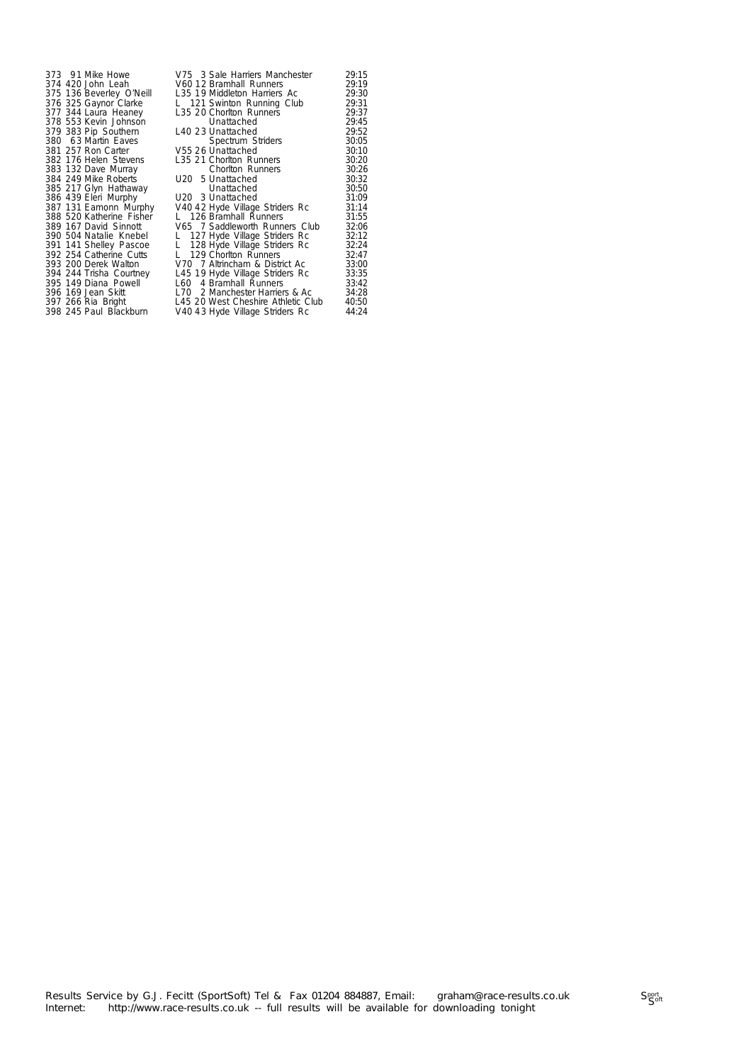| | | | | | | |
|---|---|---|---|---|---|---|
| 373 | 91 | Mike Howe | V75 | 3 | Sale Harriers Manchester | 29:15 |
| 374 | 420 | John Leah | V60 | 12 | Bramhall Runners | 29:19 |
| 375 | 136 | Beverley O'Neill | L35 | 19 | Middleton Harriers Ac | 29:30 |
| 376 | 325 | Gaynor Clarke | L | 121 | Swinton Running Club | 29:31 |
| 377 | 344 | Laura Heaney | L35 | 20 | Chorlton Runners | 29:37 |
| 378 | 553 | Kevin Johnson | | | Unattached | 29:45 |
| 379 | 383 | Pip Southern | L40 | 23 | Unattached | 29:52 |
| 380 | 63 | Martin Eaves | | | Spectrum Striders | 30:05 |
| 381 | 257 | Ron Carter | V55 | 26 | Unattached | 30:10 |
| 382 | 176 | Helen Stevens | L35 | 21 | Chorlton Runners | 30:20 |
| 383 | 132 | Dave Murray | | | Chorlton Runners | 30:26 |
| 384 | 249 | Mike Roberts | U20 | 5 | Unattached | 30:32 |
| 385 | 217 | Glyn Hathaway | | | Unattached | 30:50 |
| 386 | 439 | Eleri Murphy | U20 | 3 | Unattached | 31:09 |
| 387 | 131 | Eamonn Murphy | V40 | 42 | Hyde Village Striders Rc | 31:14 |
| 388 | 520 | Katherine Fisher | L | 126 | Bramhall Runners | 31:55 |
| 389 | 167 | David Sinnott | V65 | 7 | Saddleworth Runners Club | 32:06 |
| 390 | 504 | Natalie Knebel | L | 127 | Hyde Village Striders Rc | 32:12 |
| 391 | 141 | Shelley Pascoe | L | 128 | Hyde Village Striders Rc | 32:24 |
| 392 | 254 | Catherine Cutts | L | 129 | Chorlton Runners | 32:47 |
| 393 | 200 | Derek Walton | V70 | 7 | Altrincham & District Ac | 33:00 |
| 394 | 244 | Trisha Courtney | L45 | 19 | Hyde Village Striders Rc | 33:35 |
| 395 | 149 | Diana Powell | L60 | 4 | Bramhall Runners | 33:42 |
| 396 | 169 | Jean Skitt | L70 | 2 | Manchester Harriers & Ac | 34:28 |
| 397 | 266 | Ria Bright | L45 | 20 | West Cheshire Athletic Club | 40:50 |
| 398 | 245 | Paul Blackburn | V40 | 43 | Hyde Village Striders Rc | 44:24 |

Results Service by G.J. Fecitt (SportSoft) Tel & Fax 01204 884887, Email: graham@race-results.co.uk
Internet: http://www.race-results.co.uk -- full results will be available for downloading tonight